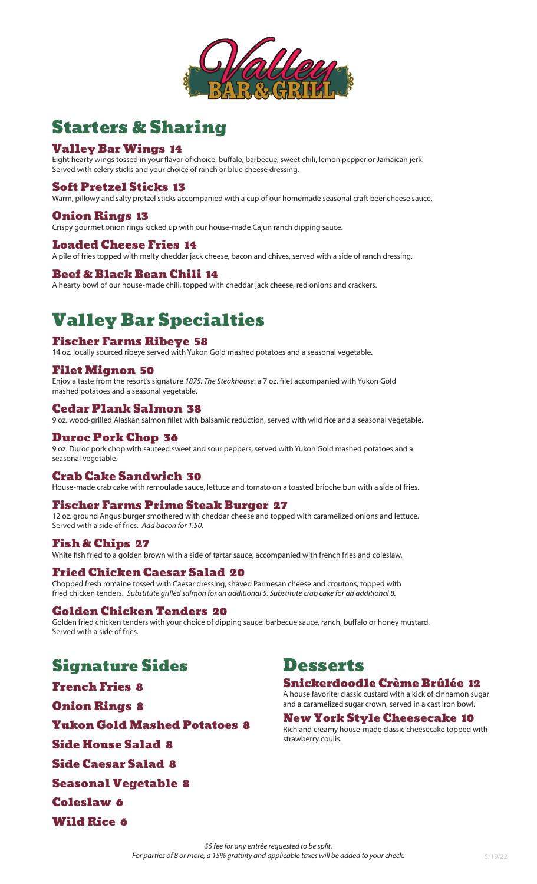# Valley Bar & Grill

## Starters & Sharing

### Valley Bar Wings 14
Eight hearty wings tossed in your flavor of choice: buffalo, barbecue, sweet chili, lemon pepper or Jamaican jerk. Served with celery sticks and your choice of ranch or blue cheese dressing.

### Soft Pretzel Sticks 13
Warm, pillowy and salty pretzel sticks accompanied with a cup of our homemade seasonal craft beer cheese sauce.

### Onion Rings 13
Crispy gourmet onion rings kicked up with our house-made Cajun ranch dipping sauce.

### Loaded Cheese Fries 14
A pile of fries topped with melty cheddar jack cheese, bacon and chives, served with a side of ranch dressing.

### Beef & Black Bean Chili 14
A hearty bowl of our house-made chili, topped with cheddar jack cheese, red onions and crackers.

## Valley Bar Specialties

### Fischer Farms Ribeye 58
14 oz. locally sourced ribeye served with Yukon Gold mashed potatoes and a seasonal vegetable.

### Filet Mignon 50
Enjoy a taste from the resort's signature *1875: The Steakhouse*: a 7 oz. filet accompanied with Yukon Gold mashed potatoes and a seasonal vegetable.

### Cedar Plank Salmon 38
9 oz. wood-grilled Alaskan salmon fillet with balsamic reduction, served with wild rice and a seasonal vegetable.

### Duroc Pork Chop 36
9 oz. Duroc pork chop with sauteed sweet and sour peppers, served with Yukon Gold mashed potatoes and a seasonal vegetable.

### Crab Cake Sandwich 30
House-made crab cake with remoulade sauce, lettuce and tomato on a toasted brioche bun with a side of fries.

### Fischer Farms Prime Steak Burger 27
12 oz. ground Angus burger smothered with cheddar cheese and topped with caramelized onions and lettuce. Served with a side of fries. *Add bacon for 1.50.*

### Fish & Chips 27
White fish fried to a golden brown with a side of tartar sauce, accompanied with french fries and coleslaw.

### Fried Chicken Caesar Salad 20
Chopped fresh romaine tossed with Caesar dressing, shaved Parmesan cheese and croutons, topped with fried chicken tenders. *Substitute grilled salmon for an additional 5. Substitute crab cake for an additional 8.*

### Golden Chicken Tenders 20
Golden fried chicken tenders with your choice of dipping sauce: barbecue sauce, ranch, buffalo or honey mustard. Served with a side of fries.

## Signature Sides

### French Fries 8
### Onion Rings 8
### Yukon Gold Mashed Potatoes 8
### Side House Salad 8
### Side Caesar Salad 8
### Seasonal Vegetable 8
### Coleslaw 6
### Wild Rice 6

## Desserts

### Snickerdoodle Crème Brûlée 12
A house favorite: classic custard with a kick of cinnamon sugar and a caramelized sugar crown, served in a cast iron bowl.

### New York Style Cheesecake 10
Rich and creamy house-made classic cheesecake topped with strawberry coulis.

*$5 fee for any entrée requested to be split.*
*For parties of 8 or more, a 15% gratuity and applicable taxes will be added to your check.*

5/19/22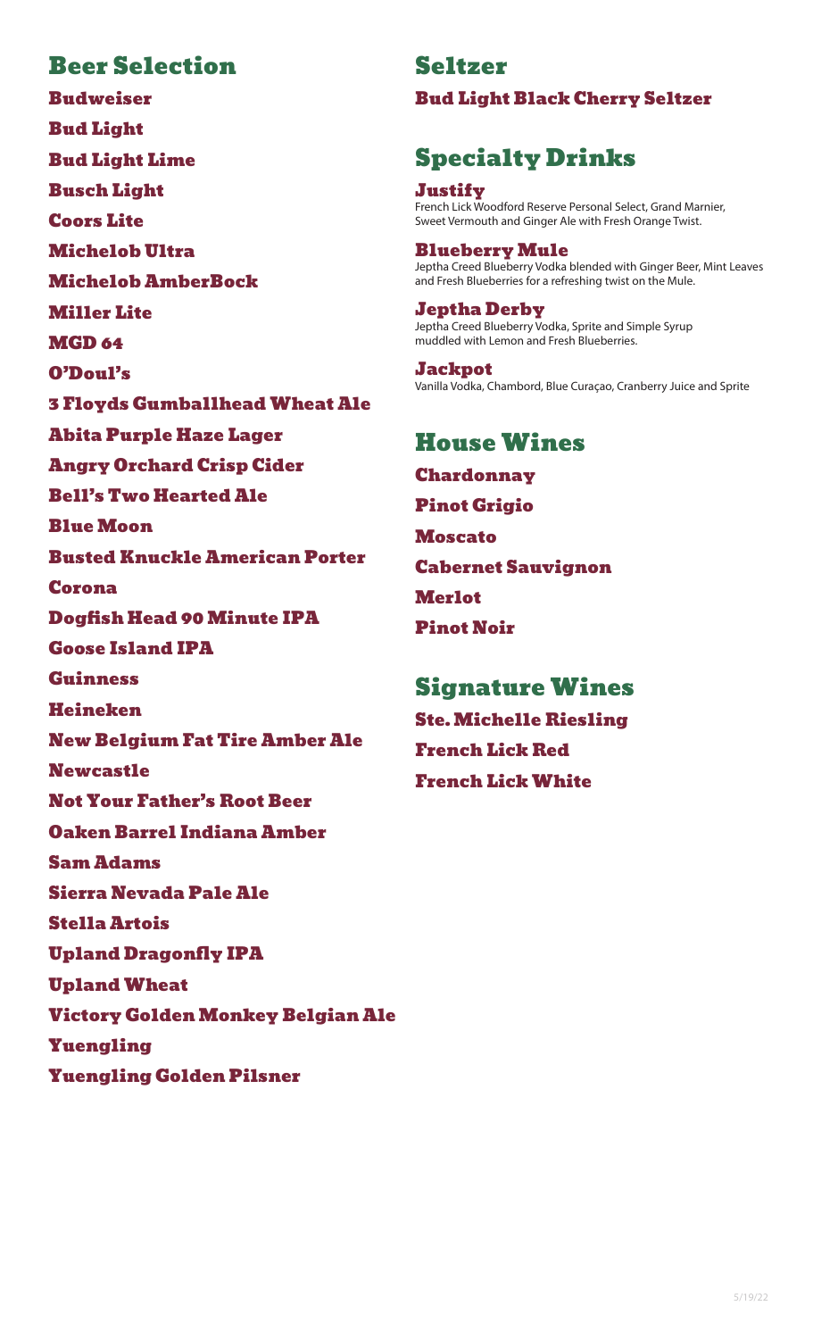## Beer Selection

**Budweiser**

**Bud Light**

**Bud Light Lime**

**Busch Light**

**Coors Lite**

**Michelob Ultra**

**Michelob AmberBock**

**Miller Lite**

**MGD 64**

**O'Doul's**

**3 Floyds Gumballhead Wheat Ale**

**Abita Purple Haze Lager**

**Angry Orchard Crisp Cider**

**Bell's Two Hearted Ale**

**Blue Moon**

**Busted Knuckle American Porter**

**Corona**

**Dogfish Head 90 Minute IPA**

**Goose Island IPA**

**Guinness**

**Heineken**

**New Belgium Fat Tire Amber Ale**

**Newcastle**

**Not Your Father's Root Beer**

**Oaken Barrel Indiana Amber**

**Sam Adams**

**Sierra Nevada Pale Ale**

**Stella Artois**

**Upland Dragonfly IPA**

**Upland Wheat**

**Victory Golden Monkey Belgian Ale**

**Yuengling**

**Yuengling Golden Pilsner**

## Seltzer

**Bud Light Black Cherry Seltzer**

## Specialty Drinks

**Justify**
French Lick Woodford Reserve Personal Select, Grand Marnier, Sweet Vermouth and Ginger Ale with Fresh Orange Twist.

**Blueberry Mule**
Jeptha Creed Blueberry Vodka blended with Ginger Beer, Mint Leaves and Fresh Blueberries for a refreshing twist on the Mule.

**Jeptha Derby**
Jeptha Creed Blueberry Vodka, Sprite and Simple Syrup muddled with Lemon and Fresh Blueberries.

**Jackpot**
Vanilla Vodka, Chambord, Blue Curaçao, Cranberry Juice and Sprite

## House Wines

**Chardonnay**

**Pinot Grigio**

**Moscato**

**Cabernet Sauvignon**

**Merlot**

**Pinot Noir**

## Signature Wines

**Ste. Michelle Riesling**

**French Lick Red**

**French Lick White**

5/19/22